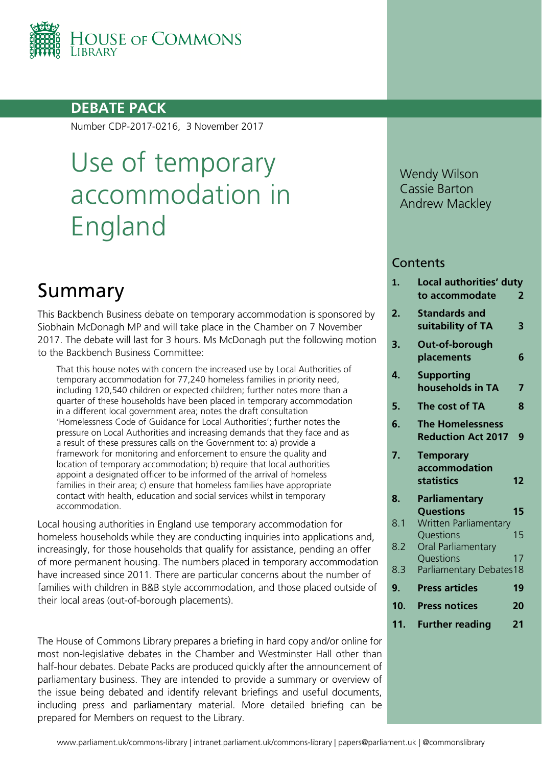**DEBATE PACK**

Number CDP-2017-0216, 3 November 2017

# Use of temporary accommodation in England

Wendy Wilson
Cassie Barton
Andrew Mackley

## Contents

| | | |
|---|---|---|
| 1. | Local authorities' duty to accommodate | 2 |
| 2. | Standards and suitability of TA | 3 |
| 3. | Out-of-borough placements | 6 |
| 4. | Supporting households in TA | 7 |
| 5. | The cost of TA | 8 |
| 6. | The Homelessness Reduction Act 2017 | 9 |
| 7. | Temporary accommodation statistics | 12 |
| 8. | Parliamentary Questions | 15 |
| 8.1 | Written Parliamentary Questions | 15 |
| 8.2 | Oral Parliamentary Questions | 17 |
| 8.3 | Parliamentary Debates | 18 |
| 9. | Press articles | 19 |
| 10. | Press notices | 20 |
| 11. | Further reading | 21 |

## Summary

This Backbench Business debate on temporary accommodation is sponsored by Siobhain McDonagh MP and will take place in the Chamber on 7 November 2017. The debate will last for 3 hours. Ms McDonagh put the following motion to the Backbench Business Committee:

> That this house notes with concern the increased use by Local Authorities of temporary accommodation for 77,240 homeless families in priority need, including 120,540 children or expected children; further notes more than a quarter of these households have been placed in temporary accommodation in a different local government area; notes the draft consultation 'Homelessness Code of Guidance for Local Authorities'; further notes the pressure on Local Authorities and increasing demands that they face and as a result of these pressures calls on the Government to: a) provide a framework for monitoring and enforcement to ensure the quality and location of temporary accommodation; b) require that local authorities appoint a designated officer to be informed of the arrival of homeless families in their area; c) ensure that homeless families have appropriate contact with health, education and social services whilst in temporary accommodation.

Local housing authorities in England use temporary accommodation for homeless households while they are conducting inquiries into applications and, increasingly, for those households that qualify for assistance, pending an offer of more permanent housing. The numbers placed in temporary accommodation have increased since 2011. There are particular concerns about the number of families with children in B&B style accommodation, and those placed outside of their local areas (out-of-borough placements).

The House of Commons Library prepares a briefing in hard copy and/or online for most non-legislative debates in the Chamber and Westminster Hall other than half-hour debates. Debate Packs are produced quickly after the announcement of parliamentary business. They are intended to provide a summary or overview of the issue being debated and identify relevant briefings and useful documents, including press and parliamentary material. More detailed briefing can be prepared for Members on request to the Library.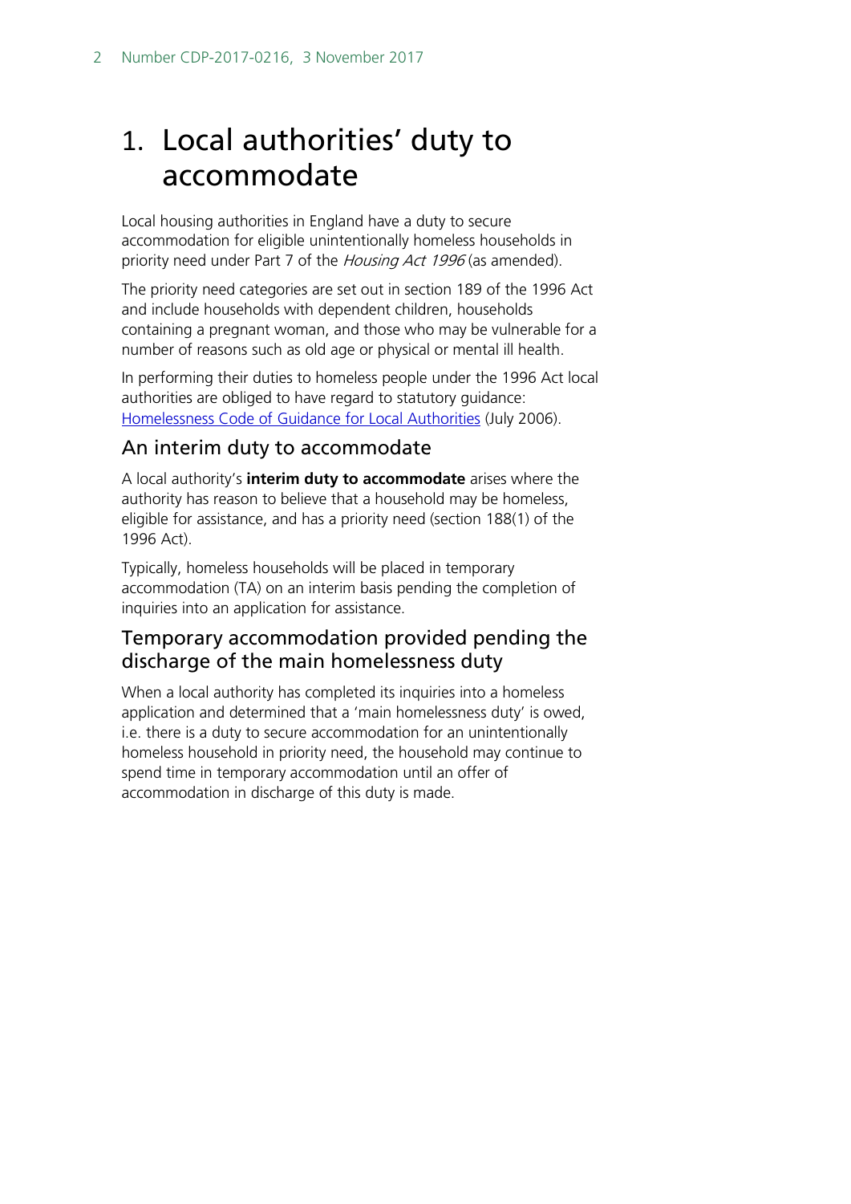# 1. Local authorities' duty to accommodate

Local housing authorities in England have a duty to secure accommodation for eligible unintentionally homeless households in priority need under Part 7 of the *Housing Act 1996* (as amended).

The priority need categories are set out in section 189 of the 1996 Act and include households with dependent children, households containing a pregnant woman, and those who may be vulnerable for a number of reasons such as old age or physical or mental ill health.

In performing their duties to homeless people under the 1996 Act local authorities are obliged to have regard to statutory guidance: Homelessness Code of Guidance for Local Authorities (July 2006).

## An interim duty to accommodate

A local authority's **interim duty to accommodate** arises where the authority has reason to believe that a household may be homeless, eligible for assistance, and has a priority need (section 188(1) of the 1996 Act).

Typically, homeless households will be placed in temporary accommodation (TA) on an interim basis pending the completion of inquiries into an application for assistance.

## Temporary accommodation provided pending the discharge of the main homelessness duty

When a local authority has completed its inquiries into a homeless application and determined that a 'main homelessness duty' is owed, i.e. there is a duty to secure accommodation for an unintentionally homeless household in priority need, the household may continue to spend time in temporary accommodation until an offer of accommodation in discharge of this duty is made.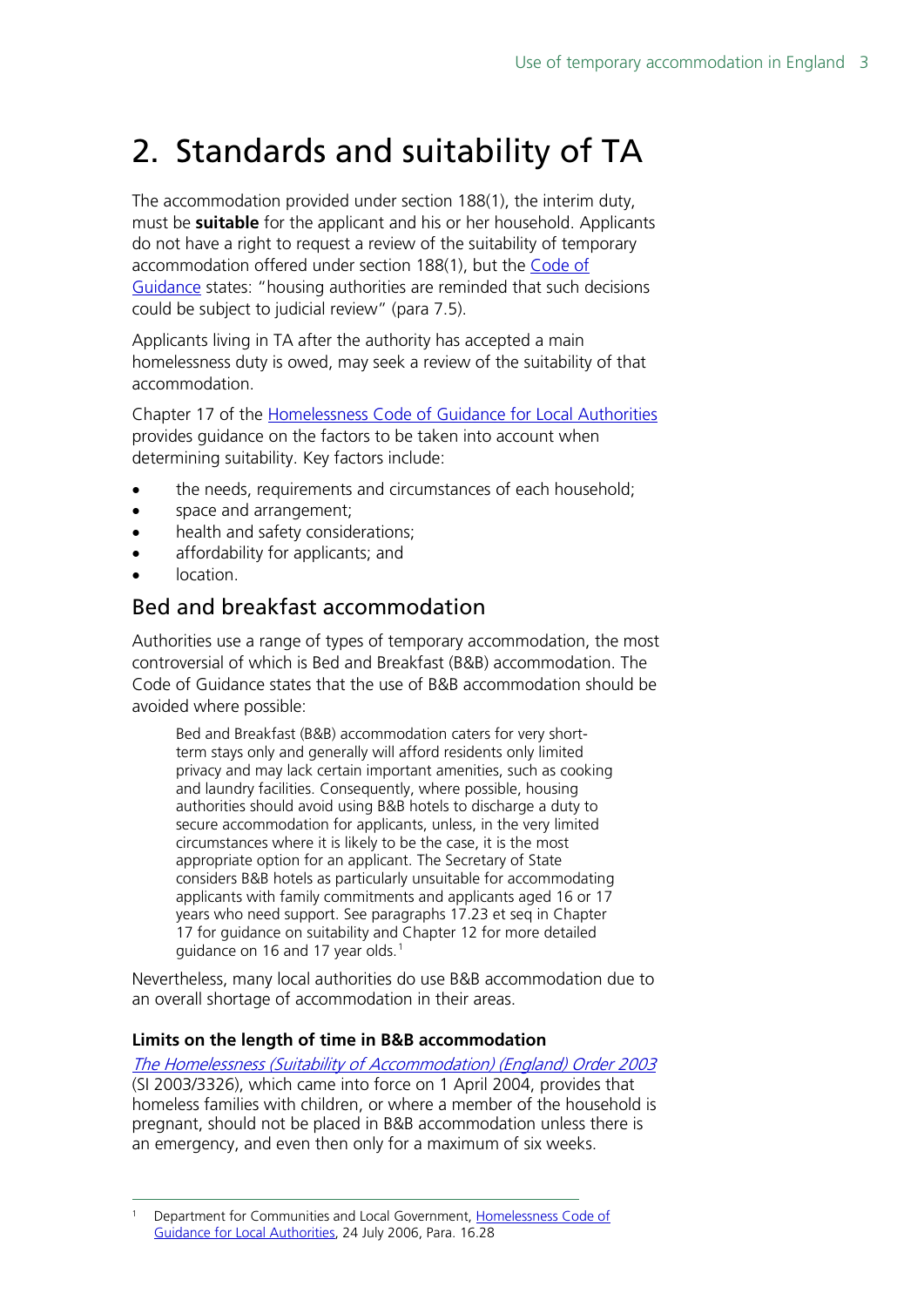# 2. Standards and suitability of TA

The accommodation provided under section 188(1), the interim duty, must be **suitable** for the applicant and his or her household. Applicants do not have a right to request a review of the suitability of temporary accommodation offered under section 188(1), but the Code of Guidance states: "housing authorities are reminded that such decisions could be subject to judicial review" (para 7.5).

Applicants living in TA after the authority has accepted a main homelessness duty is owed, may seek a review of the suitability of that accommodation.

Chapter 17 of the Homelessness Code of Guidance for Local Authorities provides guidance on the factors to be taken into account when determining suitability. Key factors include:

- the needs, requirements and circumstances of each household;
- space and arrangement;
- health and safety considerations;
- affordability for applicants; and
- location.

## Bed and breakfast accommodation

Authorities use a range of types of temporary accommodation, the most controversial of which is Bed and Breakfast (B&B) accommodation. The Code of Guidance states that the use of B&B accommodation should be avoided where possible:

> Bed and Breakfast (B&B) accommodation caters for very short-term stays only and generally will afford residents only limited privacy and may lack certain important amenities, such as cooking and laundry facilities. Consequently, where possible, housing authorities should avoid using B&B hotels to discharge a duty to secure accommodation for applicants, unless, in the very limited circumstances where it is likely to be the case, it is the most appropriate option for an applicant. The Secretary of State considers B&B hotels as particularly unsuitable for accommodating applicants with family commitments and applicants aged 16 or 17 years who need support. See paragraphs 17.23 et seq in Chapter 17 for guidance on suitability and Chapter 12 for more detailed guidance on 16 and 17 year olds.[1]

Nevertheless, many local authorities do use B&B accommodation due to an overall shortage of accommodation in their areas.

### Limits on the length of time in B&B accommodation

*The Homelessness (Suitability of Accommodation) (England) Order 2003* (SI 2003/3326), which came into force on 1 April 2004, provides that homeless families with children, or where a member of the household is pregnant, should not be placed in B&B accommodation unless there is an emergency, and even then only for a maximum of six weeks.

---

[1] Department for Communities and Local Government, Homelessness Code of Guidance for Local Authorities, 24 July 2006, Para. 16.28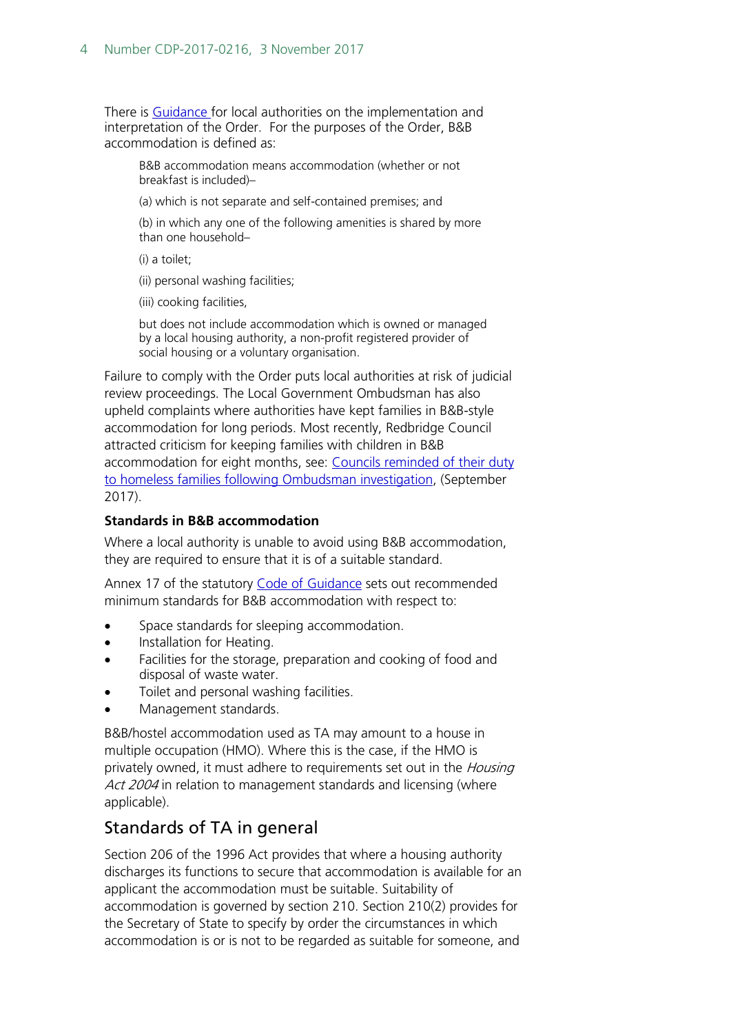There is Guidance for local authorities on the implementation and interpretation of the Order. For the purposes of the Order, B&B accommodation is defined as:

> B&B accommodation means accommodation (whether or not breakfast is included)–
>
> (a) which is not separate and self-contained premises; and
>
> (b) in which any one of the following amenities is shared by more than one household–
>
> (i) a toilet;
>
> (ii) personal washing facilities;
>
> (iii) cooking facilities,
>
> but does not include accommodation which is owned or managed by a local housing authority, a non-profit registered provider of social housing or a voluntary organisation.

Failure to comply with the Order puts local authorities at risk of judicial review proceedings. The Local Government Ombudsman has also upheld complaints where authorities have kept families in B&B-style accommodation for long periods. Most recently, Redbridge Council attracted criticism for keeping families with children in B&B accommodation for eight months, see: Councils reminded of their duty to homeless families following Ombudsman investigation, (September 2017).

**Standards in B&B accommodation**

Where a local authority is unable to avoid using B&B accommodation, they are required to ensure that it is of a suitable standard.

Annex 17 of the statutory Code of Guidance sets out recommended minimum standards for B&B accommodation with respect to:

- Space standards for sleeping accommodation.
- Installation for Heating.
- Facilities for the storage, preparation and cooking of food and disposal of waste water.
- Toilet and personal washing facilities.
- Management standards.

B&B/hostel accommodation used as TA may amount to a house in multiple occupation (HMO). Where this is the case, if the HMO is privately owned, it must adhere to requirements set out in the *Housing Act 2004* in relation to management standards and licensing (where applicable).

## Standards of TA in general

Section 206 of the 1996 Act provides that where a housing authority discharges its functions to secure that accommodation is available for an applicant the accommodation must be suitable. Suitability of accommodation is governed by section 210. Section 210(2) provides for the Secretary of State to specify by order the circumstances in which accommodation is or is not to be regarded as suitable for someone, and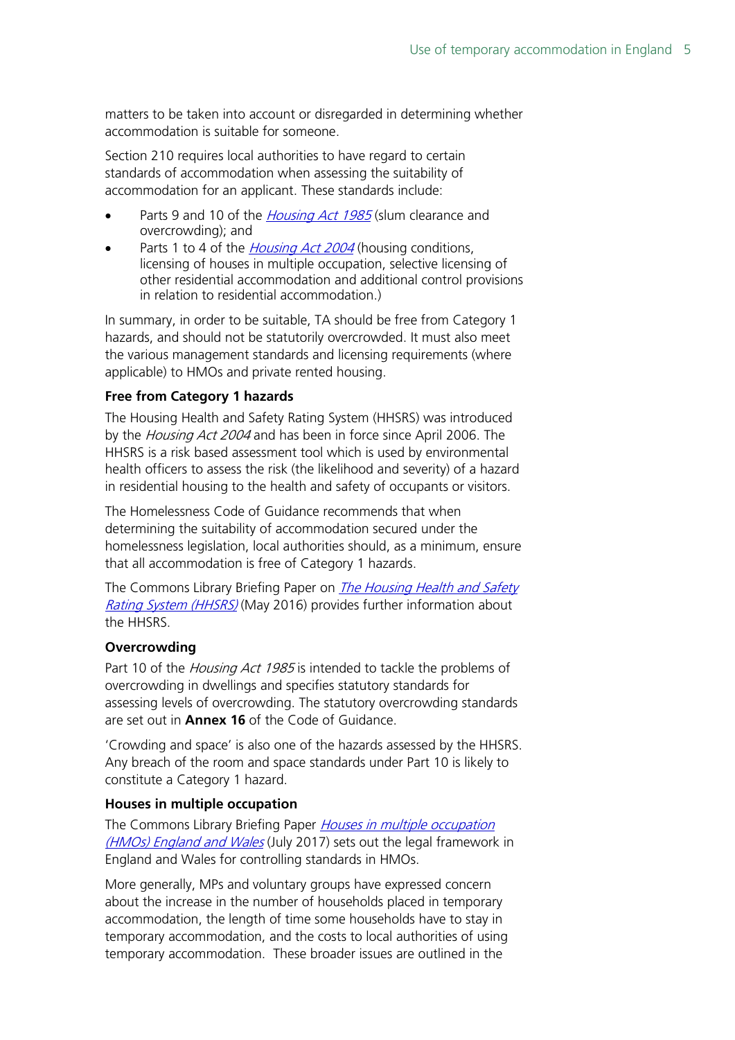matters to be taken into account or disregarded in determining whether accommodation is suitable for someone.

Section 210 requires local authorities to have regard to certain standards of accommodation when assessing the suitability of accommodation for an applicant. These standards include:

- Parts 9 and 10 of the *Housing Act 1985* (slum clearance and overcrowding); and
- Parts 1 to 4 of the *Housing Act 2004* (housing conditions, licensing of houses in multiple occupation, selective licensing of other residential accommodation and additional control provisions in relation to residential accommodation.)

In summary, in order to be suitable, TA should be free from Category 1 hazards, and should not be statutorily overcrowded. It must also meet the various management standards and licensing requirements (where applicable) to HMOs and private rented housing.

**Free from Category 1 hazards**

The Housing Health and Safety Rating System (HHSRS) was introduced by the *Housing Act 2004* and has been in force since April 2006. The HHSRS is a risk based assessment tool which is used by environmental health officers to assess the risk (the likelihood and severity) of a hazard in residential housing to the health and safety of occupants or visitors.

The Homelessness Code of Guidance recommends that when determining the suitability of accommodation secured under the homelessness legislation, local authorities should, as a minimum, ensure that all accommodation is free of Category 1 hazards.

The Commons Library Briefing Paper on *The Housing Health and Safety Rating System (HHSRS)* (May 2016) provides further information about the HHSRS.

**Overcrowding**

Part 10 of the *Housing Act 1985* is intended to tackle the problems of overcrowding in dwellings and specifies statutory standards for assessing levels of overcrowding. The statutory overcrowding standards are set out in **Annex 16** of the Code of Guidance.

'Crowding and space' is also one of the hazards assessed by the HHSRS. Any breach of the room and space standards under Part 10 is likely to constitute a Category 1 hazard.

**Houses in multiple occupation**

The Commons Library Briefing Paper *Houses in multiple occupation (HMOs) England and Wales* (July 2017) sets out the legal framework in England and Wales for controlling standards in HMOs.

More generally, MPs and voluntary groups have expressed concern about the increase in the number of households placed in temporary accommodation, the length of time some households have to stay in temporary accommodation, and the costs to local authorities of using temporary accommodation. These broader issues are outlined in the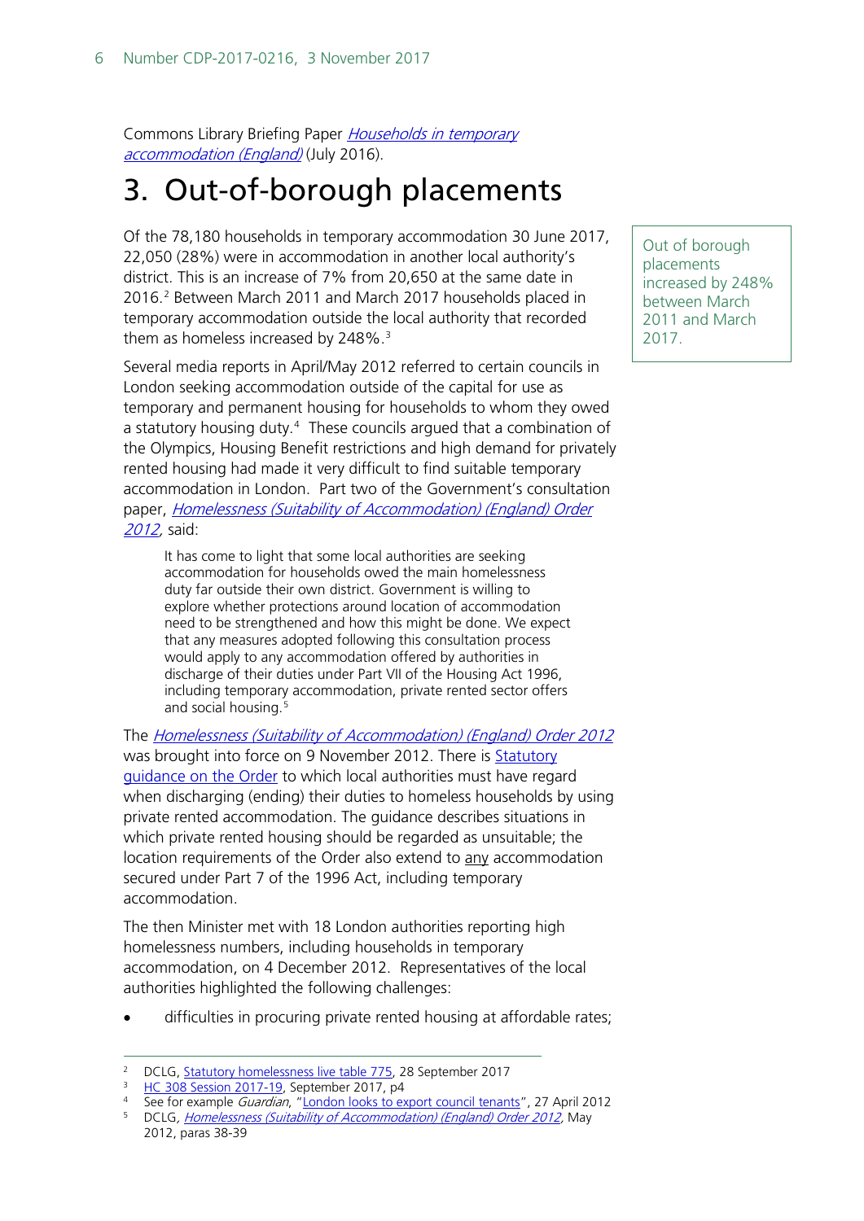Commons Library Briefing Paper *Households in temporary accommodation (England)* (July 2016).

# 3. Out-of-borough placements

Out of borough placements increased by 248% between March 2011 and March 2017.

Of the 78,180 households in temporary accommodation 30 June 2017, 22,050 (28%) were in accommodation in another local authority's district. This is an increase of 7% from 20,650 at the same date in 2016.[2] Between March 2011 and March 2017 households placed in temporary accommodation outside the local authority that recorded them as homeless increased by 248%.[3]

Several media reports in April/May 2012 referred to certain councils in London seeking accommodation outside of the capital for use as temporary and permanent housing for households to whom they owed a statutory housing duty.[4] These councils argued that a combination of the Olympics, Housing Benefit restrictions and high demand for privately rented housing had made it very difficult to find suitable temporary accommodation in London. Part two of the Government's consultation paper, *Homelessness (Suitability of Accommodation) (England) Order 2012*, said:

> It has come to light that some local authorities are seeking accommodation for households owed the main homelessness duty far outside their own district. Government is willing to explore whether protections around location of accommodation need to be strengthened and how this might be done. We expect that any measures adopted following this consultation process would apply to any accommodation offered by authorities in discharge of their duties under Part VII of the Housing Act 1996, including temporary accommodation, private rented sector offers and social housing.[5]

The *Homelessness (Suitability of Accommodation) (England) Order 2012* was brought into force on 9 November 2012. There is Statutory guidance on the Order to which local authorities must have regard when discharging (ending) their duties to homeless households by using private rented accommodation. The guidance describes situations in which private rented housing should be regarded as unsuitable; the location requirements of the Order also extend to <u>any</u> accommodation secured under Part 7 of the 1996 Act, including temporary accommodation.

The then Minister met with 18 London authorities reporting high homelessness numbers, including households in temporary accommodation, on 4 December 2012. Representatives of the local authorities highlighted the following challenges:

- difficulties in procuring private rented housing at affordable rates;

---

[2] DCLG, Statutory homelessness live table 775, 28 September 2017

[3] HC 308 Session 2017-19, September 2017, p4

[4] See for example *Guardian*, "London looks to export council tenants", 27 April 2012

[5] DCLG, *Homelessness (Suitability of Accommodation) (England) Order 2012*, May 2012, paras 38-39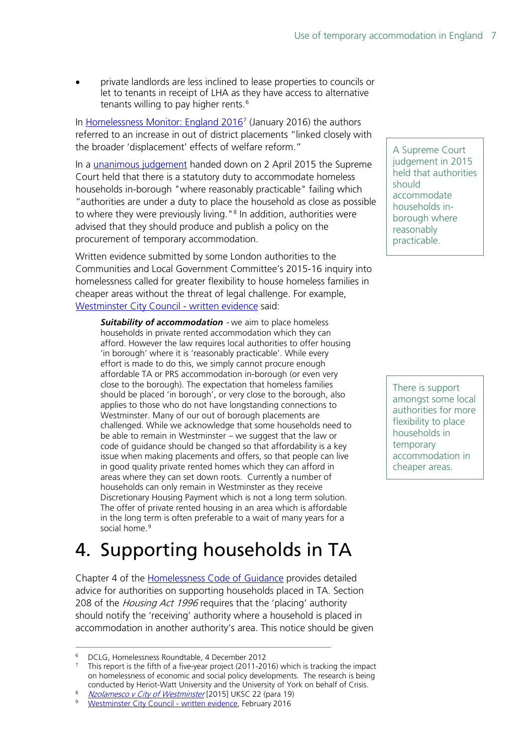- private landlords are less inclined to lease properties to councils or let to tenants in receipt of LHA as they have access to alternative tenants willing to pay higher rents.[6]

In Homelessness Monitor: England 2016[7] (January 2016) the authors referred to an increase in out of district placements "linked closely with the broader 'displacement' effects of welfare reform."

In a unanimous judgement handed down on 2 April 2015 the Supreme Court held that there is a statutory duty to accommodate homeless households in-borough "where reasonably practicable" failing which "authorities are under a duty to place the household as close as possible to where they were previously living."[8] In addition, authorities were advised that they should produce and publish a policy on the procurement of temporary accommodation.

A Supreme Court judgement in 2015 held that authorities should accommodate households in-borough where reasonably practicable.

Written evidence submitted by some London authorities to the Communities and Local Government Committee's 2015-16 inquiry into homelessness called for greater flexibility to house homeless families in cheaper areas without the threat of legal challenge. For example, Westminster City Council - written evidence said:

> ***Suitability of accommodation*** - we aim to place homeless households in private rented accommodation which they can afford. However the law requires local authorities to offer housing 'in borough' where it is 'reasonably practicable'. While every effort is made to do this, we simply cannot procure enough affordable TA or PRS accommodation in-borough (or even very close to the borough). The expectation that homeless families should be placed 'in borough', or very close to the borough, also applies to those who do not have longstanding connections to Westminster. Many of our out of borough placements are challenged. While we acknowledge that some households need to be able to remain in Westminster – we suggest that the law or code of guidance should be changed so that affordability is a key issue when making placements and offers, so that people can live in good quality private rented homes which they can afford in areas where they can set down roots. Currently a number of households can only remain in Westminster as they receive Discretionary Housing Payment which is not a long term solution. The offer of private rented housing in an area which is affordable in the long term is often preferable to a wait of many years for a social home.[9]

There is support amongst some local authorities for more flexibility to place households in temporary accommodation in cheaper areas.

# 4. Supporting households in TA

Chapter 4 of the Homelessness Code of Guidance provides detailed advice for authorities on supporting households placed in TA. Section 208 of the *Housing Act 1996* requires that the 'placing' authority should notify the 'receiving' authority where a household is placed in accommodation in another authority's area. This notice should be given

---

[6] DCLG, Homelessness Roundtable, 4 December 2012

[7] This report is the fifth of a five-year project (2011-2016) which is tracking the impact on homelessness of economic and social policy developments. The research is being conducted by Heriot-Watt University and the University of York on behalf of Crisis.

[8] *Nzolamesco v City of Westminster* [2015] UKSC 22 (para 19)

[9] Westminster City Council - written evidence, February 2016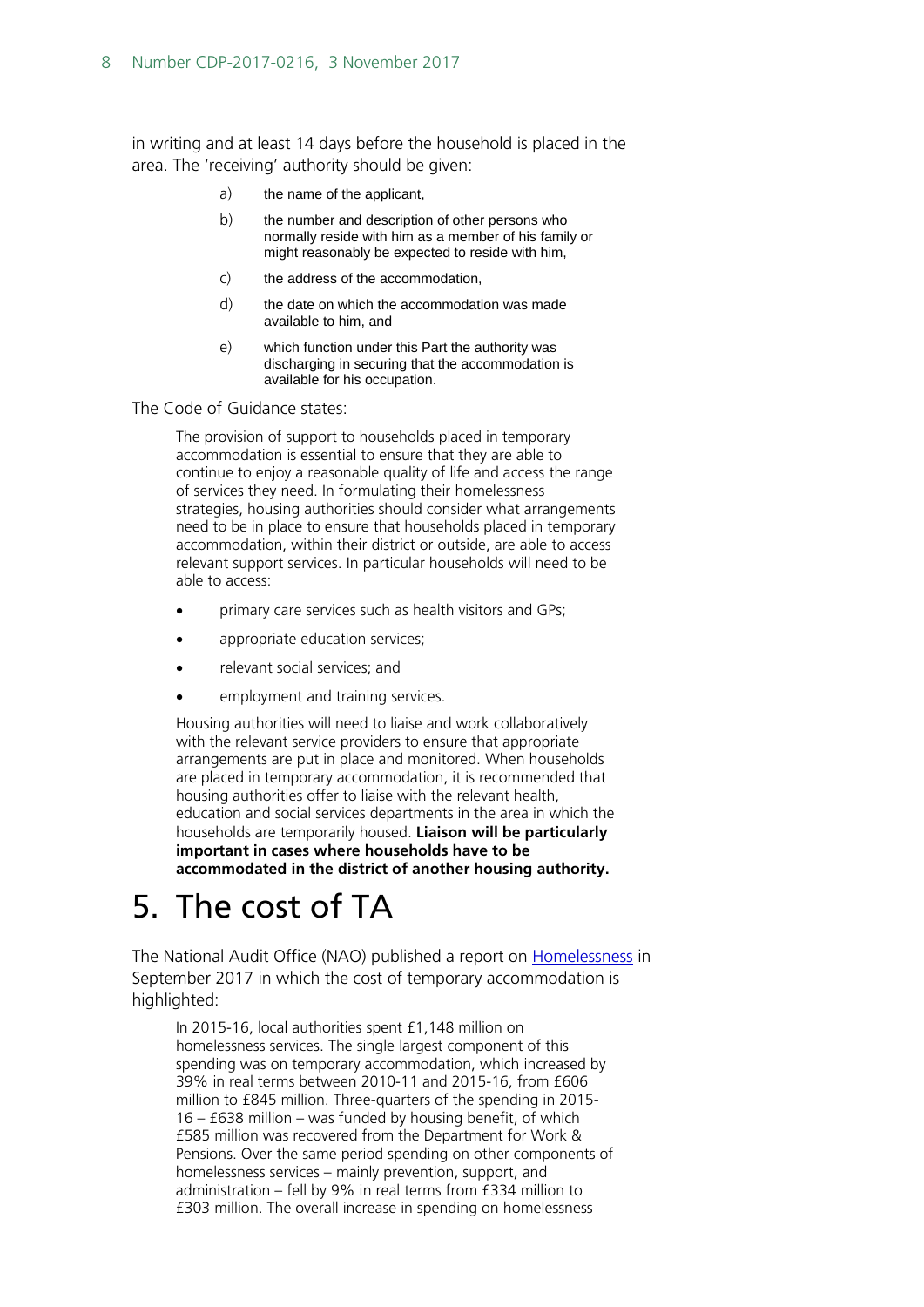in writing and at least 14 days before the household is placed in the area. The 'receiving' authority should be given:

a) the name of the applicant,

b) the number and description of other persons who normally reside with him as a member of his family or might reasonably be expected to reside with him,

c) the address of the accommodation,

d) the date on which the accommodation was made available to him, and

e) which function under this Part the authority was discharging in securing that the accommodation is available for his occupation.

The Code of Guidance states:

> The provision of support to households placed in temporary accommodation is essential to ensure that they are able to continue to enjoy a reasonable quality of life and access the range of services they need. In formulating their homelessness strategies, housing authorities should consider what arrangements need to be in place to ensure that households placed in temporary accommodation, within their district or outside, are able to access relevant support services. In particular households will need to be able to access:
>
> - primary care services such as health visitors and GPs;
> - appropriate education services;
> - relevant social services; and
> - employment and training services.
>
> Housing authorities will need to liaise and work collaboratively with the relevant service providers to ensure that appropriate arrangements are put in place and monitored. When households are placed in temporary accommodation, it is recommended that housing authorities offer to liaise with the relevant health, education and social services departments in the area in which the households are temporarily housed. **Liaison will be particularly important in cases where households have to be accommodated in the district of another housing authority.**

# 5. The cost of TA

The National Audit Office (NAO) published a report on Homelessness in September 2017 in which the cost of temporary accommodation is highlighted:

> In 2015-16, local authorities spent £1,148 million on homelessness services. The single largest component of this spending was on temporary accommodation, which increased by 39% in real terms between 2010-11 and 2015-16, from £606 million to £845 million. Three-quarters of the spending in 2015-16 – £638 million – was funded by housing benefit, of which £585 million was recovered from the Department for Work & Pensions. Over the same period spending on other components of homelessness services – mainly prevention, support, and administration – fell by 9% in real terms from £334 million to £303 million. The overall increase in spending on homelessness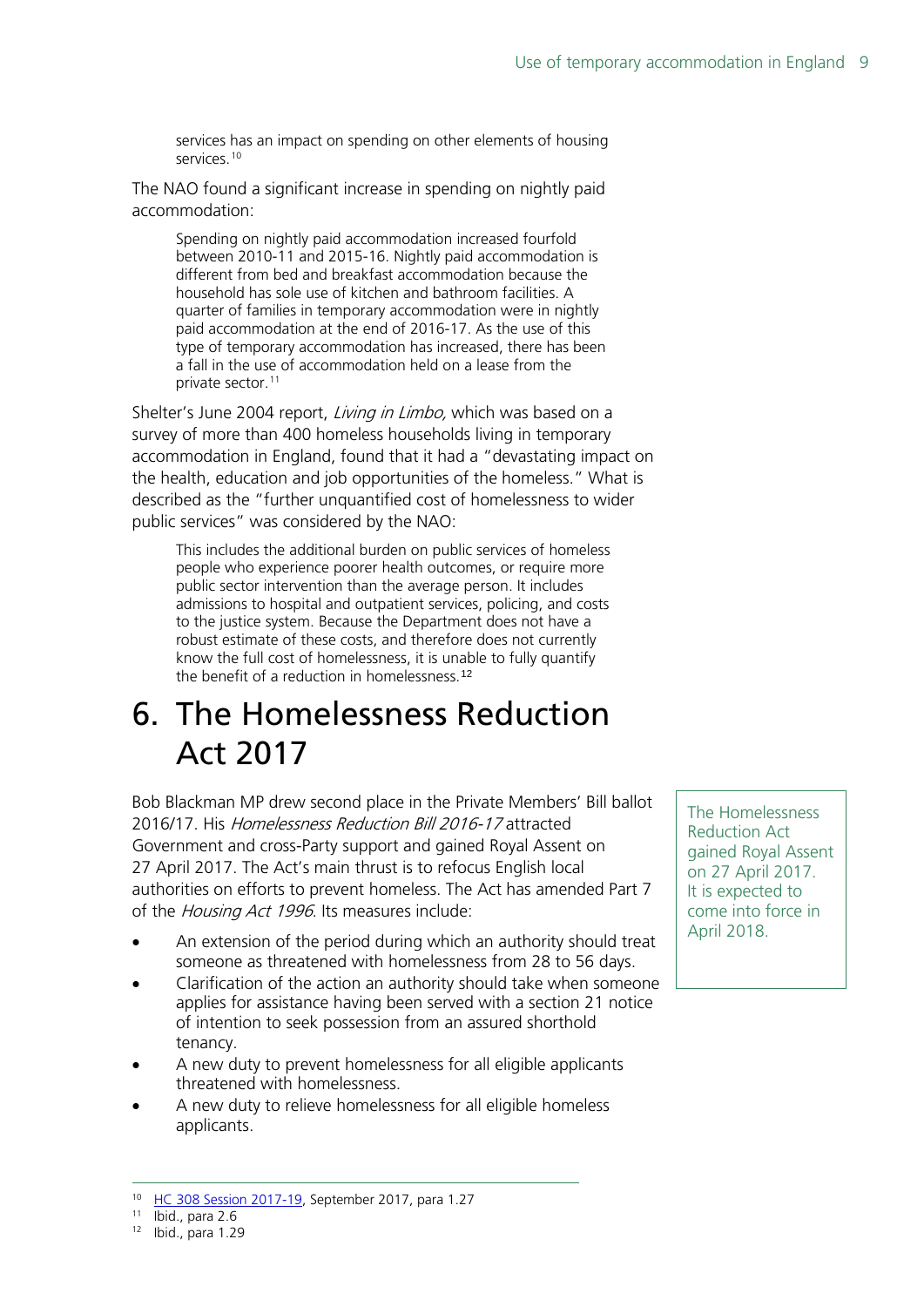> services has an impact on spending on other elements of housing services.[10]

The NAO found a significant increase in spending on nightly paid accommodation:

> Spending on nightly paid accommodation increased fourfold between 2010-11 and 2015-16. Nightly paid accommodation is different from bed and breakfast accommodation because the household has sole use of kitchen and bathroom facilities. A quarter of families in temporary accommodation were in nightly paid accommodation at the end of 2016-17. As the use of this type of temporary accommodation has increased, there has been a fall in the use of accommodation held on a lease from the private sector.[11]

Shelter's June 2004 report, *Living in Limbo,* which was based on a survey of more than 400 homeless households living in temporary accommodation in England, found that it had a "devastating impact on the health, education and job opportunities of the homeless." What is described as the "further unquantified cost of homelessness to wider public services" was considered by the NAO:

> This includes the additional burden on public services of homeless people who experience poorer health outcomes, or require more public sector intervention than the average person. It includes admissions to hospital and outpatient services, policing, and costs to the justice system. Because the Department does not have a robust estimate of these costs, and therefore does not currently know the full cost of homelessness, it is unable to fully quantify the benefit of a reduction in homelessness.[12]

# 6. The Homelessness Reduction Act 2017

The Homelessness Reduction Act gained Royal Assent on 27 April 2017. It is expected to come into force in April 2018.

Bob Blackman MP drew second place in the Private Members' Bill ballot 2016/17. His *Homelessness Reduction Bill 2016-17* attracted Government and cross-Party support and gained Royal Assent on 27 April 2017. The Act's main thrust is to refocus English local authorities on efforts to prevent homeless. The Act has amended Part 7 of the *Housing Act 1996*. Its measures include:

- An extension of the period during which an authority should treat someone as threatened with homelessness from 28 to 56 days.
- Clarification of the action an authority should take when someone applies for assistance having been served with a section 21 notice of intention to seek possession from an assured shorthold tenancy.
- A new duty to prevent homelessness for all eligible applicants threatened with homelessness.
- A new duty to relieve homelessness for all eligible homeless applicants.

---

[10] HC 308 Session 2017-19, September 2017, para 1.27

[11] Ibid., para 2.6

[12] Ibid., para 1.29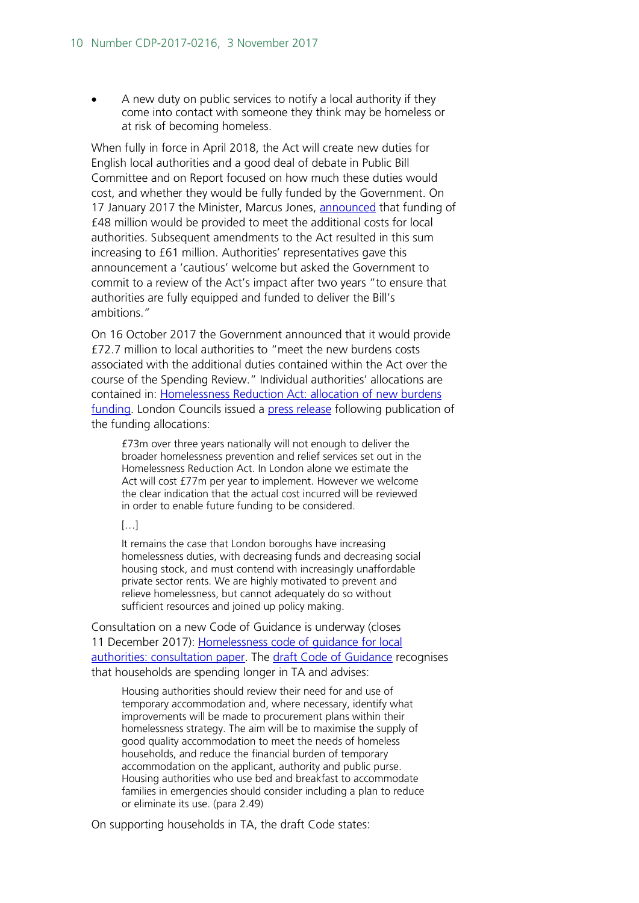- A new duty on public services to notify a local authority if they come into contact with someone they think may be homeless or at risk of becoming homeless.

When fully in force in April 2018, the Act will create new duties for English local authorities and a good deal of debate in Public Bill Committee and on Report focused on how much these duties would cost, and whether they would be fully funded by the Government. On 17 January 2017 the Minister, Marcus Jones, announced that funding of £48 million would be provided to meet the additional costs for local authorities. Subsequent amendments to the Act resulted in this sum increasing to £61 million. Authorities' representatives gave this announcement a 'cautious' welcome but asked the Government to commit to a review of the Act's impact after two years "to ensure that authorities are fully equipped and funded to deliver the Bill's ambitions."

On 16 October 2017 the Government announced that it would provide £72.7 million to local authorities to "meet the new burdens costs associated with the additional duties contained within the Act over the course of the Spending Review." Individual authorities' allocations are contained in: Homelessness Reduction Act: allocation of new burdens funding. London Councils issued a press release following publication of the funding allocations:

> £73m over three years nationally will not enough to deliver the broader homelessness prevention and relief services set out in the Homelessness Reduction Act. In London alone we estimate the Act will cost £77m per year to implement. However we welcome the clear indication that the actual cost incurred will be reviewed in order to enable future funding to be considered.
>
> […]
>
> It remains the case that London boroughs have increasing homelessness duties, with decreasing funds and decreasing social housing stock, and must contend with increasingly unaffordable private sector rents. We are highly motivated to prevent and relieve homelessness, but cannot adequately do so without sufficient resources and joined up policy making.

Consultation on a new Code of Guidance is underway (closes 11 December 2017): Homelessness code of guidance for local authorities: consultation paper. The draft Code of Guidance recognises that households are spending longer in TA and advises:

> Housing authorities should review their need for and use of temporary accommodation and, where necessary, identify what improvements will be made to procurement plans within their homelessness strategy. The aim will be to maximise the supply of good quality accommodation to meet the needs of homeless households, and reduce the financial burden of temporary accommodation on the applicant, authority and public purse. Housing authorities who use bed and breakfast to accommodate families in emergencies should consider including a plan to reduce or eliminate its use. (para 2.49)

On supporting households in TA, the draft Code states: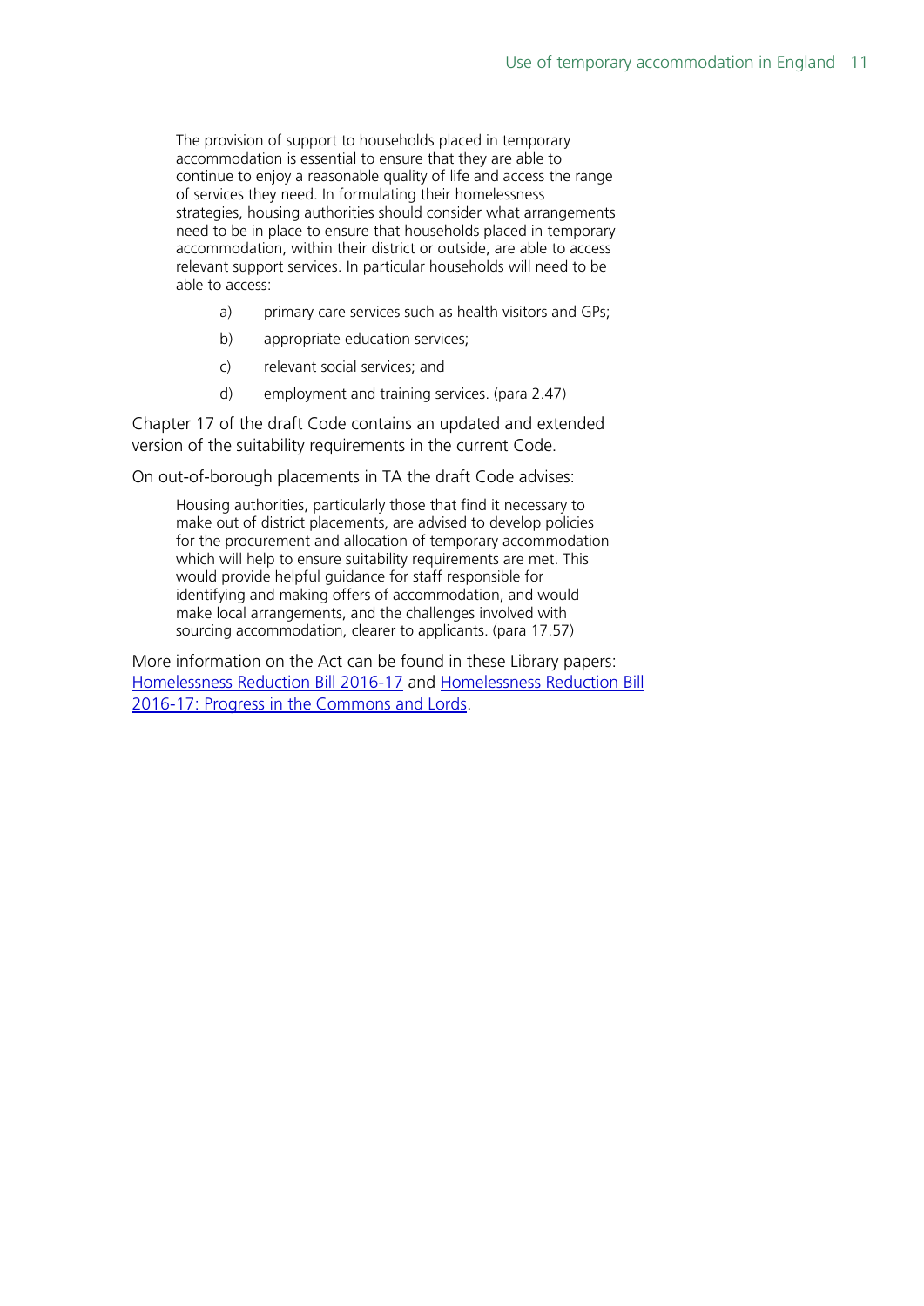> The provision of support to households placed in temporary accommodation is essential to ensure that they are able to continue to enjoy a reasonable quality of life and access the range of services they need. In formulating their homelessness strategies, housing authorities should consider what arrangements need to be in place to ensure that households placed in temporary accommodation, within their district or outside, are able to access relevant support services. In particular households will need to be able to access:
>
> a) primary care services such as health visitors and GPs;
>
> b) appropriate education services;
>
> c) relevant social services; and
>
> d) employment and training services. (para 2.47)

Chapter 17 of the draft Code contains an updated and extended version of the suitability requirements in the current Code.

On out-of-borough placements in TA the draft Code advises:

> Housing authorities, particularly those that find it necessary to make out of district placements, are advised to develop policies for the procurement and allocation of temporary accommodation which will help to ensure suitability requirements are met. This would provide helpful guidance for staff responsible for identifying and making offers of accommodation, and would make local arrangements, and the challenges involved with sourcing accommodation, clearer to applicants. (para 17.57)

More information on the Act can be found in these Library papers: Homelessness Reduction Bill 2016-17 and Homelessness Reduction Bill 2016-17: Progress in the Commons and Lords.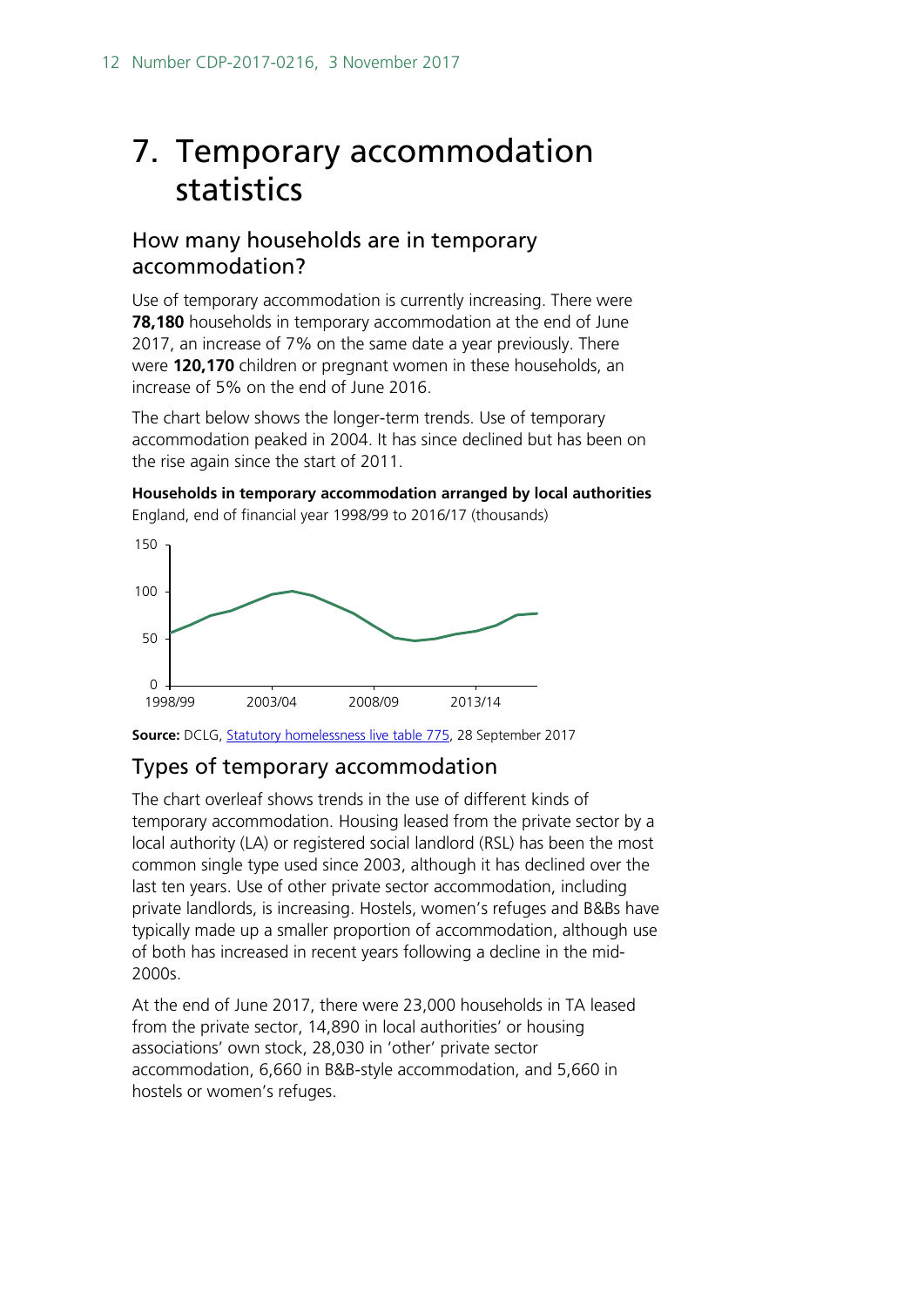# 7. Temporary accommodation statistics

## How many households are in temporary accommodation?

Use of temporary accommodation is currently increasing. There were **78,180** households in temporary accommodation at the end of June 2017, an increase of 7% on the same date a year previously. There were **120,170** children or pregnant women in these households, an increase of 5% on the end of June 2016.

The chart below shows the longer-term trends. Use of temporary accommodation peaked in 2004. It has since declined but has been on the rise again since the start of 2011.

**Households in temporary accommodation arranged by local authorities**
England, end of financial year 1998/99 to 2016/17 (thousands)

**Source:** DCLG, Statutory homelessness live table 775, 28 September 2017

## Types of temporary accommodation

The chart overleaf shows trends in the use of different kinds of temporary accommodation. Housing leased from the private sector by a local authority (LA) or registered social landlord (RSL) has been the most common single type used since 2003, although it has declined over the last ten years. Use of other private sector accommodation, including private landlords, is increasing. Hostels, women's refuges and B&Bs have typically made up a smaller proportion of accommodation, although use of both has increased in recent years following a decline in the mid-2000s.

At the end of June 2017, there were 23,000 households in TA leased from the private sector, 14,890 in local authorities' or housing associations' own stock, 28,030 in 'other' private sector accommodation, 6,660 in B&B-style accommodation, and 5,660 in hostels or women's refuges.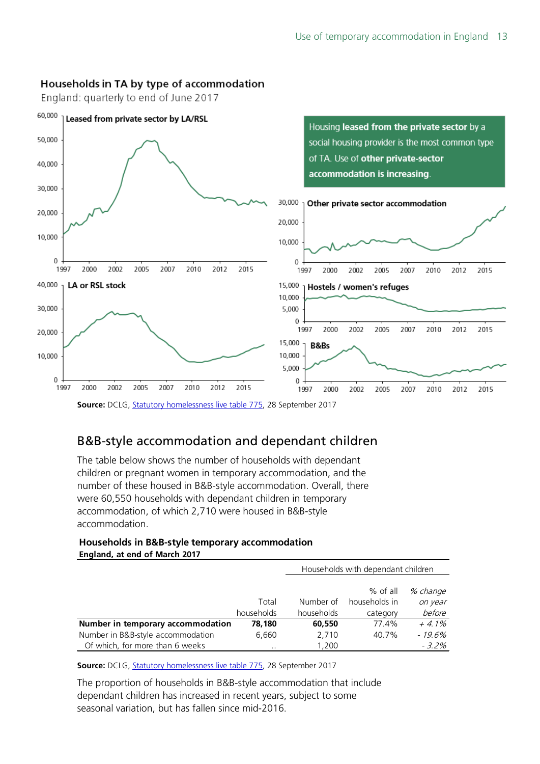**Households in TA by type of accommodation**

England: quarterly to end of June 2017

Leased from private sector by LA/RSL

Housing **leased from the private sector** by a social housing provider is the most common type of TA. Use of **other private-sector accommodation is increasing**.

Other private sector accommodation

LA or RSL stock

Hostels / women's refuges

B&Bs

**Source:** DCLG, Statutory homelessness live table 775, 28 September 2017

## B&B-style accommodation and dependant children

The table below shows the number of households with dependant children or pregnant women in temporary accommodation, and the number of these housed in B&B-style accommodation. Overall, there were 60,550 households with dependant children in temporary accommodation, of which 2,710 were housed in B&B-style accommodation.

**Households in B&B-style temporary accommodation**
**England, at end of March 2017**

| | | Households with dependant children | | |
|---|---|---|---|---|
| | Total households | Number of households | % of all households in category | *% change on year before* |
| **Number in temporary accommodation** | **78,180** | **60,550** | 77.4% | *+ 4.1%* |
| Number in B&B-style accommodation | 6,660 | 2,710 | 40.7% | *- 19.6%* |
| Of which, for more than 6 weeks | .. | 1,200 | | *- 3.2%* |

**Source:** DCLG, Statutory homelessness live table 775, 28 September 2017

The proportion of households in B&B-style accommodation that include dependant children has increased in recent years, subject to some seasonal variation, but has fallen since mid-2016.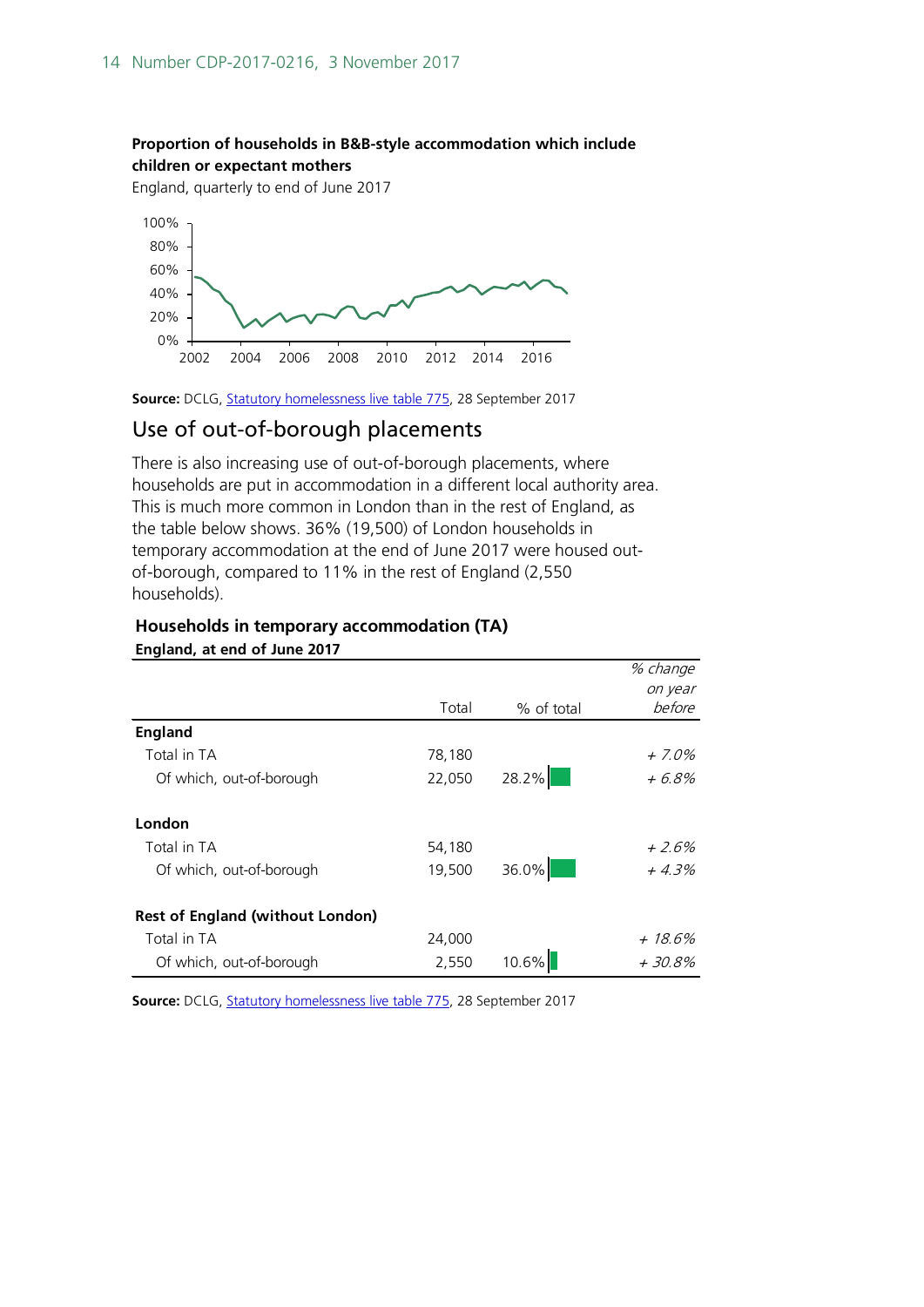**Proportion of households in B&B-style accommodation which include children or expectant mothers**

England, quarterly to end of June 2017

**Source:** DCLG, Statutory homelessness live table 775, 28 September 2017

## Use of out-of-borough placements

There is also increasing use of out-of-borough placements, where households are put in accommodation in a different local authority area. This is much more common in London than in the rest of England, as the table below shows. 36% (19,500) of London households in temporary accommodation at the end of June 2017 were housed out-of-borough, compared to 11% in the rest of England (2,550 households).

**Households in temporary accommodation (TA)**

**England, at end of June 2017**

| | Total | % of total | *% change on year before* |
|---|---|---|---|
| **England** | | | |
| Total in TA | 78,180 | | *+ 7.0%* |
| Of which, out-of-borough | 22,050 | 28.2% | *+ 6.8%* |
| **London** | | | |
| Total in TA | 54,180 | | *+ 2.6%* |
| Of which, out-of-borough | 19,500 | 36.0% | *+ 4.3%* |
| **Rest of England (without London)** | | | |
| Total in TA | 24,000 | | *+ 18.6%* |
| Of which, out-of-borough | 2,550 | 10.6% | *+ 30.8%* |

**Source:** DCLG, Statutory homelessness live table 775, 28 September 2017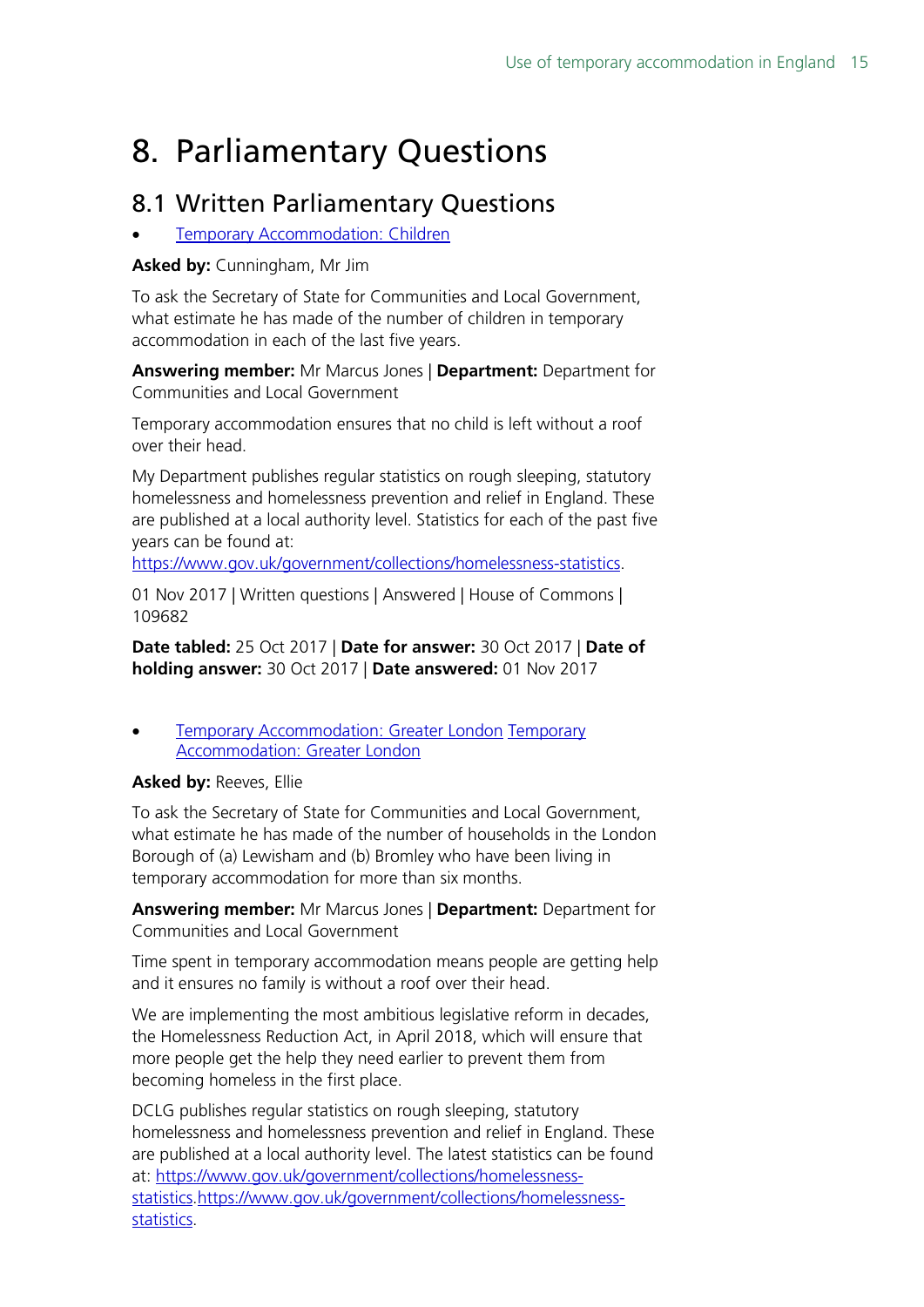# 8. Parliamentary Questions

## 8.1 Written Parliamentary Questions

- Temporary Accommodation: Children

**Asked by:** Cunningham, Mr Jim

To ask the Secretary of State for Communities and Local Government, what estimate he has made of the number of children in temporary accommodation in each of the last five years.

**Answering member:** Mr Marcus Jones | **Department:** Department for Communities and Local Government

Temporary accommodation ensures that no child is left without a roof over their head.

My Department publishes regular statistics on rough sleeping, statutory homelessness and homelessness prevention and relief in England. These are published at a local authority level. Statistics for each of the past five years can be found at: https://www.gov.uk/government/collections/homelessness-statistics.

01 Nov 2017 | Written questions | Answered | House of Commons | 109682

**Date tabled:** 25 Oct 2017 | **Date for answer:** 30 Oct 2017 | **Date of holding answer:** 30 Oct 2017 | **Date answered:** 01 Nov 2017

- Temporary Accommodation: Greater London Temporary Accommodation: Greater London

**Asked by:** Reeves, Ellie

To ask the Secretary of State for Communities and Local Government, what estimate he has made of the number of households in the London Borough of (a) Lewisham and (b) Bromley who have been living in temporary accommodation for more than six months.

**Answering member:** Mr Marcus Jones | **Department:** Department for Communities and Local Government

Time spent in temporary accommodation means people are getting help and it ensures no family is without a roof over their head.

We are implementing the most ambitious legislative reform in decades, the Homelessness Reduction Act, in April 2018, which will ensure that more people get the help they need earlier to prevent them from becoming homeless in the first place.

DCLG publishes regular statistics on rough sleeping, statutory homelessness and homelessness prevention and relief in England. These are published at a local authority level. The latest statistics can be found at: https://www.gov.uk/government/collections/homelessness-statistics.https://www.gov.uk/government/collections/homelessness-statistics.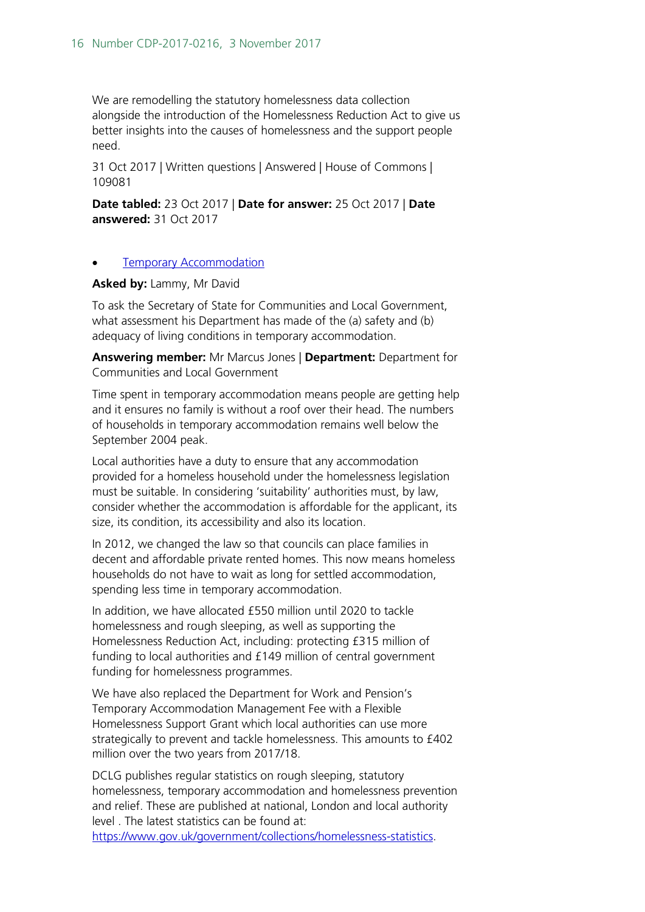We are remodelling the statutory homelessness data collection alongside the introduction of the Homelessness Reduction Act to give us better insights into the causes of homelessness and the support people need.

31 Oct 2017 | Written questions | Answered | House of Commons | 109081

**Date tabled:** 23 Oct 2017 | **Date for answer:** 25 Oct 2017 | **Date answered:** 31 Oct 2017

- Temporary Accommodation

**Asked by:** Lammy, Mr David

To ask the Secretary of State for Communities and Local Government, what assessment his Department has made of the (a) safety and (b) adequacy of living conditions in temporary accommodation.

**Answering member:** Mr Marcus Jones | **Department:** Department for Communities and Local Government

Time spent in temporary accommodation means people are getting help and it ensures no family is without a roof over their head. The numbers of households in temporary accommodation remains well below the September 2004 peak.

Local authorities have a duty to ensure that any accommodation provided for a homeless household under the homelessness legislation must be suitable. In considering 'suitability' authorities must, by law, consider whether the accommodation is affordable for the applicant, its size, its condition, its accessibility and also its location.

In 2012, we changed the law so that councils can place families in decent and affordable private rented homes. This now means homeless households do not have to wait as long for settled accommodation, spending less time in temporary accommodation.

In addition, we have allocated £550 million until 2020 to tackle homelessness and rough sleeping, as well as supporting the Homelessness Reduction Act, including: protecting £315 million of funding to local authorities and £149 million of central government funding for homelessness programmes.

We have also replaced the Department for Work and Pension's Temporary Accommodation Management Fee with a Flexible Homelessness Support Grant which local authorities can use more strategically to prevent and tackle homelessness. This amounts to £402 million over the two years from 2017/18.

DCLG publishes regular statistics on rough sleeping, statutory homelessness, temporary accommodation and homelessness prevention and relief. These are published at national, London and local authority level . The latest statistics can be found at: https://www.gov.uk/government/collections/homelessness-statistics.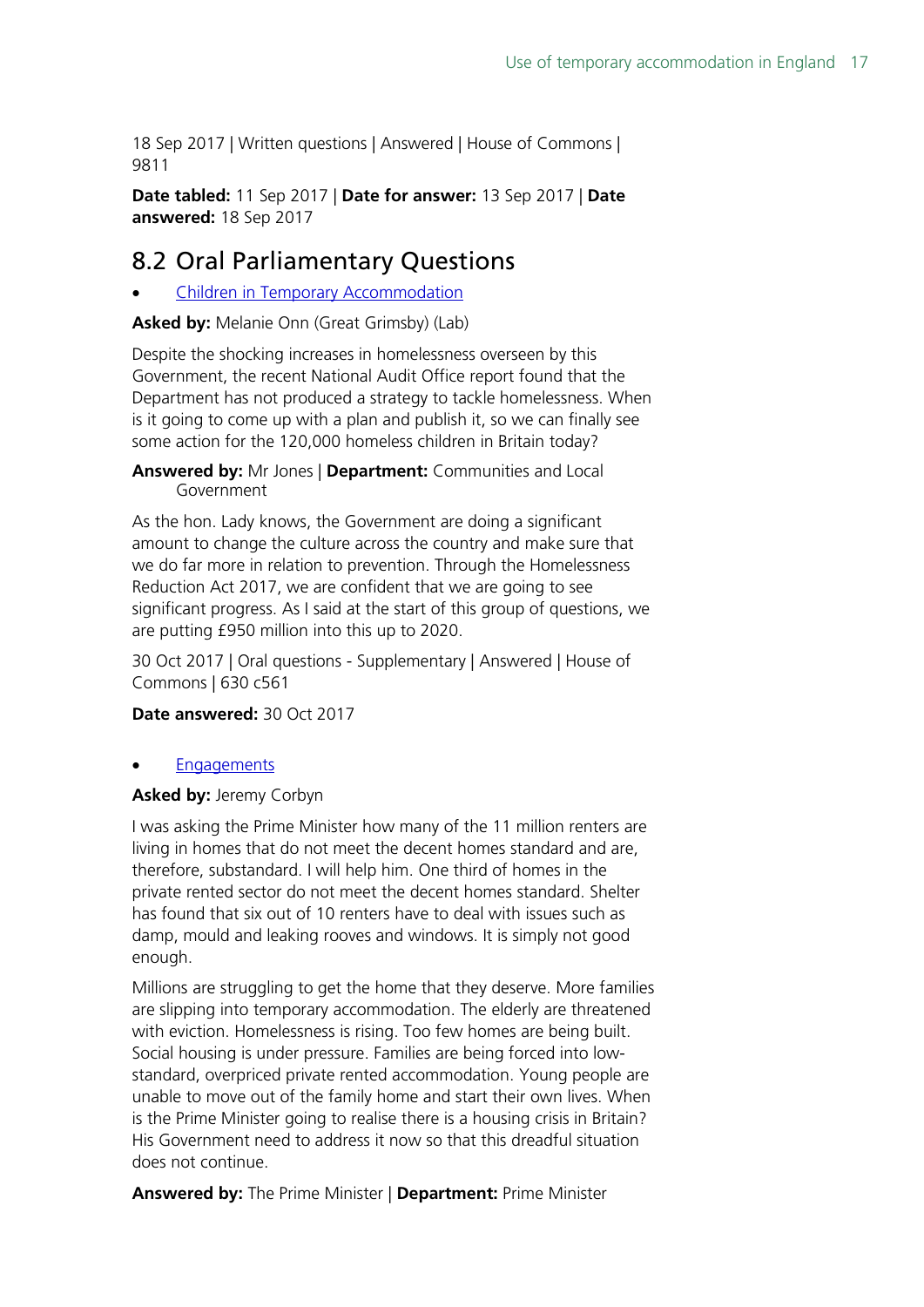18 Sep 2017 | Written questions | Answered | House of Commons | 9811

**Date tabled:** 11 Sep 2017 | **Date for answer:** 13 Sep 2017 | **Date answered:** 18 Sep 2017

## 8.2 Oral Parliamentary Questions

- Children in Temporary Accommodation

**Asked by:** Melanie Onn (Great Grimsby) (Lab)

Despite the shocking increases in homelessness overseen by this Government, the recent National Audit Office report found that the Department has not produced a strategy to tackle homelessness. When is it going to come up with a plan and publish it, so we can finally see some action for the 120,000 homeless children in Britain today?

**Answered by:** Mr Jones | **Department:** Communities and Local Government

As the hon. Lady knows, the Government are doing a significant amount to change the culture across the country and make sure that we do far more in relation to prevention. Through the Homelessness Reduction Act 2017, we are confident that we are going to see significant progress. As I said at the start of this group of questions, we are putting £950 million into this up to 2020.

30 Oct 2017 | Oral questions - Supplementary | Answered | House of Commons | 630 c561

**Date answered:** 30 Oct 2017

- Engagements

**Asked by:** Jeremy Corbyn

I was asking the Prime Minister how many of the 11 million renters are living in homes that do not meet the decent homes standard and are, therefore, substandard. I will help him. One third of homes in the private rented sector do not meet the decent homes standard. Shelter has found that six out of 10 renters have to deal with issues such as damp, mould and leaking rooves and windows. It is simply not good enough.

Millions are struggling to get the home that they deserve. More families are slipping into temporary accommodation. The elderly are threatened with eviction. Homelessness is rising. Too few homes are being built. Social housing is under pressure. Families are being forced into low-standard, overpriced private rented accommodation. Young people are unable to move out of the family home and start their own lives. When is the Prime Minister going to realise there is a housing crisis in Britain? His Government need to address it now so that this dreadful situation does not continue.

**Answered by:** The Prime Minister | **Department:** Prime Minister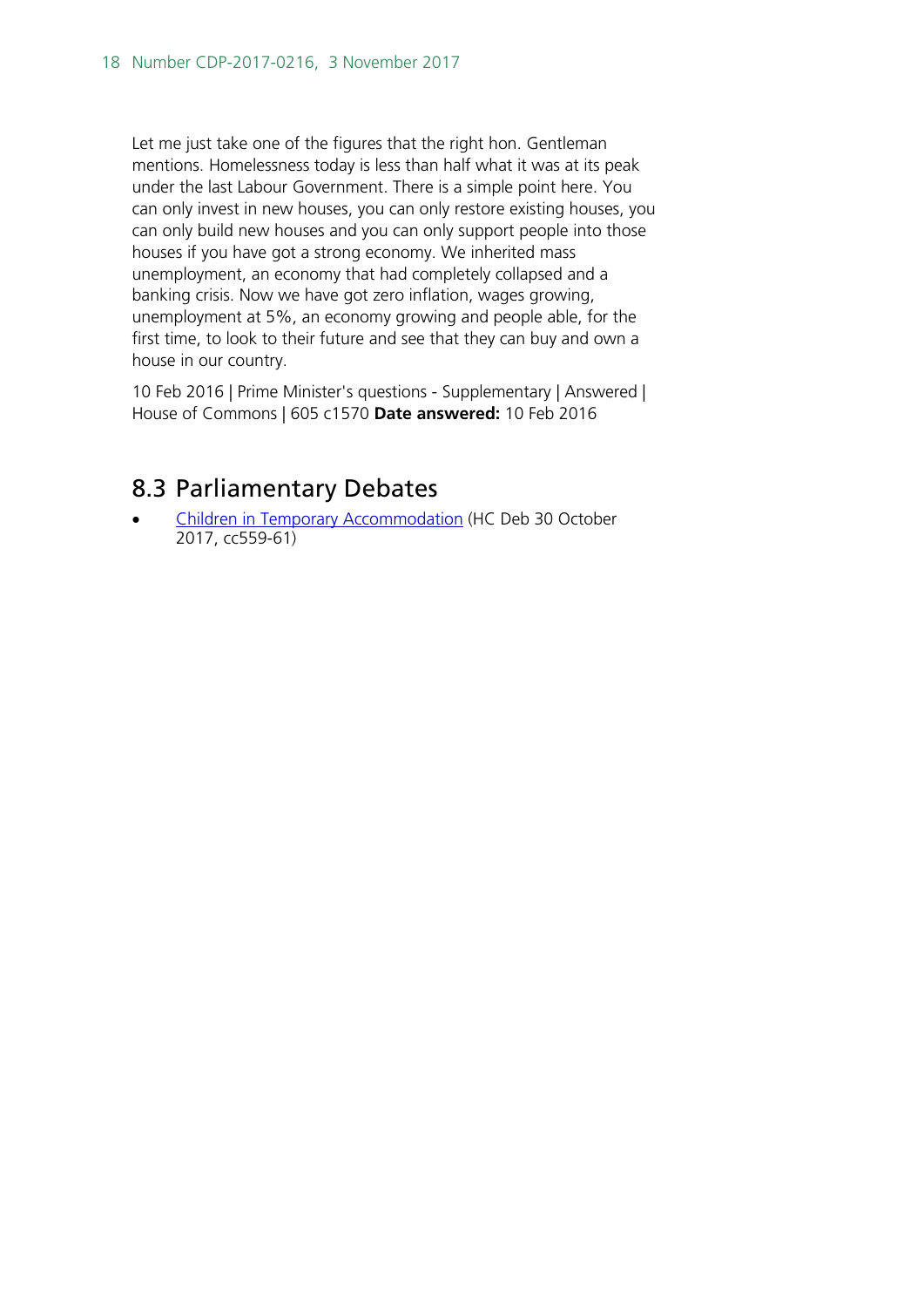Let me just take one of the figures that the right hon. Gentleman mentions. Homelessness today is less than half what it was at its peak under the last Labour Government. There is a simple point here. You can only invest in new houses, you can only restore existing houses, you can only build new houses and you can only support people into those houses if you have got a strong economy. We inherited mass unemployment, an economy that had completely collapsed and a banking crisis. Now we have got zero inflation, wages growing, unemployment at 5%, an economy growing and people able, for the first time, to look to their future and see that they can buy and own a house in our country.

10 Feb 2016 | Prime Minister's questions - Supplementary | Answered | House of Commons | 605 c1570 **Date answered:** 10 Feb 2016

## 8.3 Parliamentary Debates

- Children in Temporary Accommodation (HC Deb 30 October 2017, cc559-61)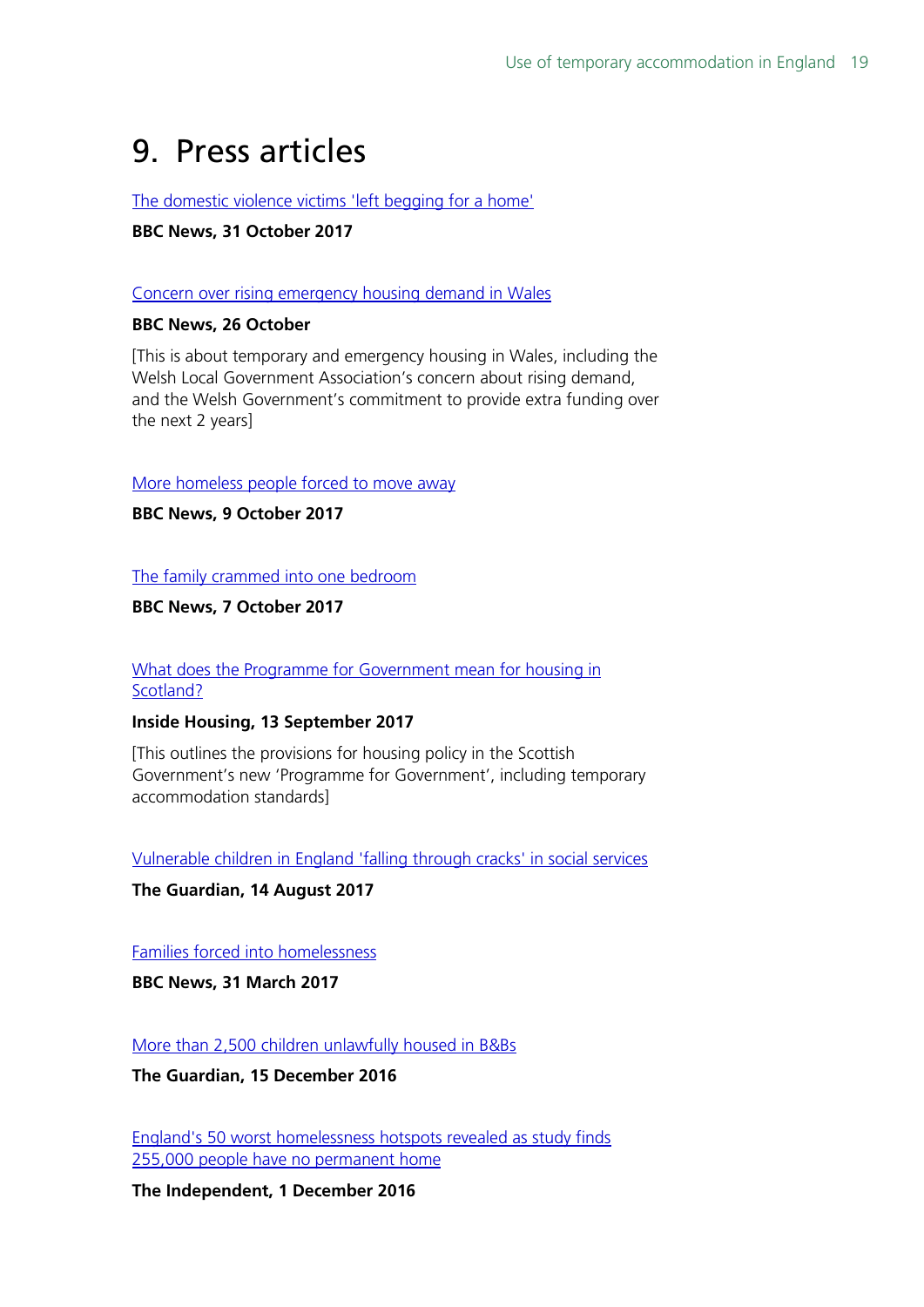# 9. Press articles

The domestic violence victims 'left begging for a home'

**BBC News, 31 October 2017**

Concern over rising emergency housing demand in Wales

**BBC News, 26 October**

[This is about temporary and emergency housing in Wales, including the Welsh Local Government Association's concern about rising demand, and the Welsh Government's commitment to provide extra funding over the next 2 years]

More homeless people forced to move away

**BBC News, 9 October 2017**

The family crammed into one bedroom

**BBC News, 7 October 2017**

What does the Programme for Government mean for housing in Scotland?

**Inside Housing, 13 September 2017**

[This outlines the provisions for housing policy in the Scottish Government's new 'Programme for Government', including temporary accommodation standards]

Vulnerable children in England 'falling through cracks' in social services

**The Guardian, 14 August 2017**

Families forced into homelessness

**BBC News, 31 March 2017**

More than 2,500 children unlawfully housed in B&Bs

**The Guardian, 15 December 2016**

England's 50 worst homelessness hotspots revealed as study finds 255,000 people have no permanent home

**The Independent, 1 December 2016**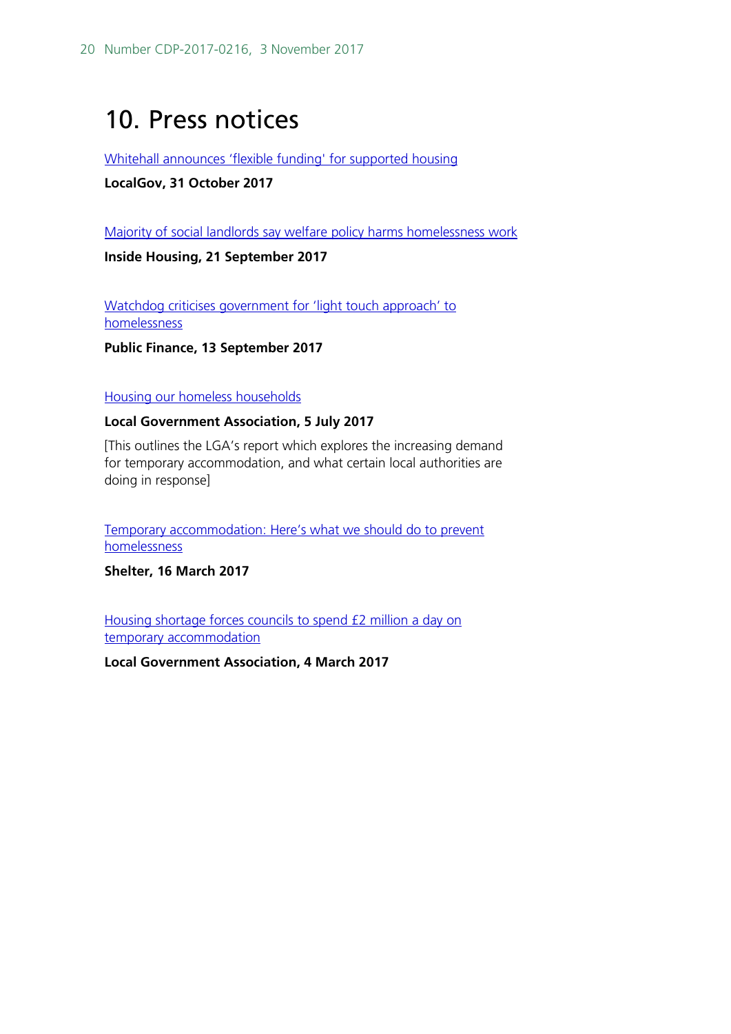# 10. Press notices

Whitehall announces 'flexible funding' for supported housing

**LocalGov, 31 October 2017**

Majority of social landlords say welfare policy harms homelessness work

**Inside Housing, 21 September 2017**

Watchdog criticises government for 'light touch approach' to homelessness

**Public Finance, 13 September 2017**

Housing our homeless households

**Local Government Association, 5 July 2017**

[This outlines the LGA's report which explores the increasing demand for temporary accommodation, and what certain local authorities are doing in response]

Temporary accommodation: Here's what we should do to prevent homelessness

**Shelter, 16 March 2017**

Housing shortage forces councils to spend £2 million a day on temporary accommodation

**Local Government Association, 4 March 2017**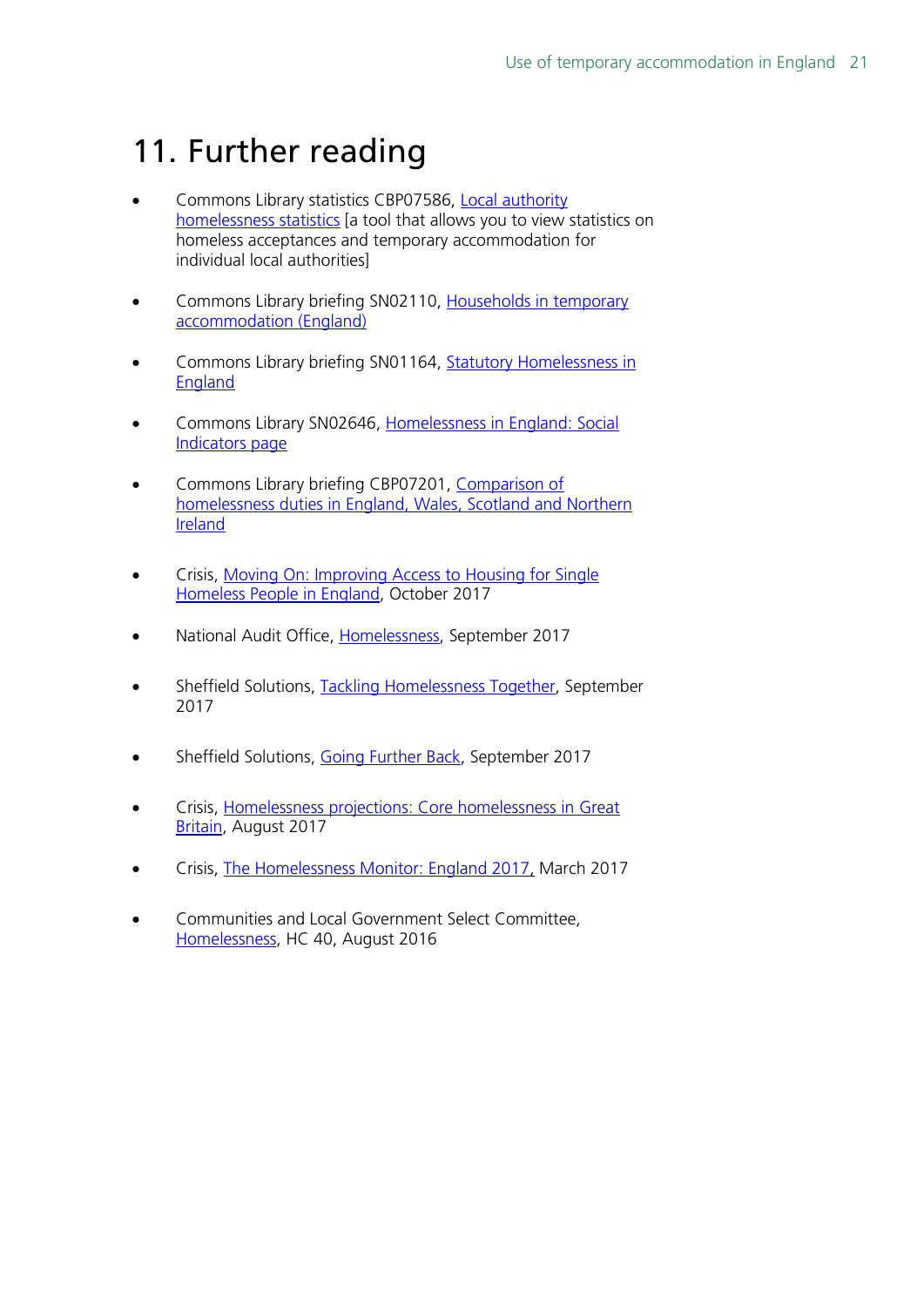# 11. Further reading

- Commons Library statistics CBP07586, Local authority homelessness statistics [a tool that allows you to view statistics on homeless acceptances and temporary accommodation for individual local authorities]
- Commons Library briefing SN02110, Households in temporary accommodation (England)
- Commons Library briefing SN01164, Statutory Homelessness in England
- Commons Library SN02646, Homelessness in England: Social Indicators page
- Commons Library briefing CBP07201, Comparison of homelessness duties in England, Wales, Scotland and Northern Ireland
- Crisis, Moving On: Improving Access to Housing for Single Homeless People in England, October 2017
- National Audit Office, Homelessness, September 2017
- Sheffield Solutions, Tackling Homelessness Together, September 2017
- Sheffield Solutions, Going Further Back, September 2017
- Crisis, Homelessness projections: Core homelessness in Great Britain, August 2017
- Crisis, The Homelessness Monitor: England 2017, March 2017
- Communities and Local Government Select Committee, Homelessness, HC 40, August 2016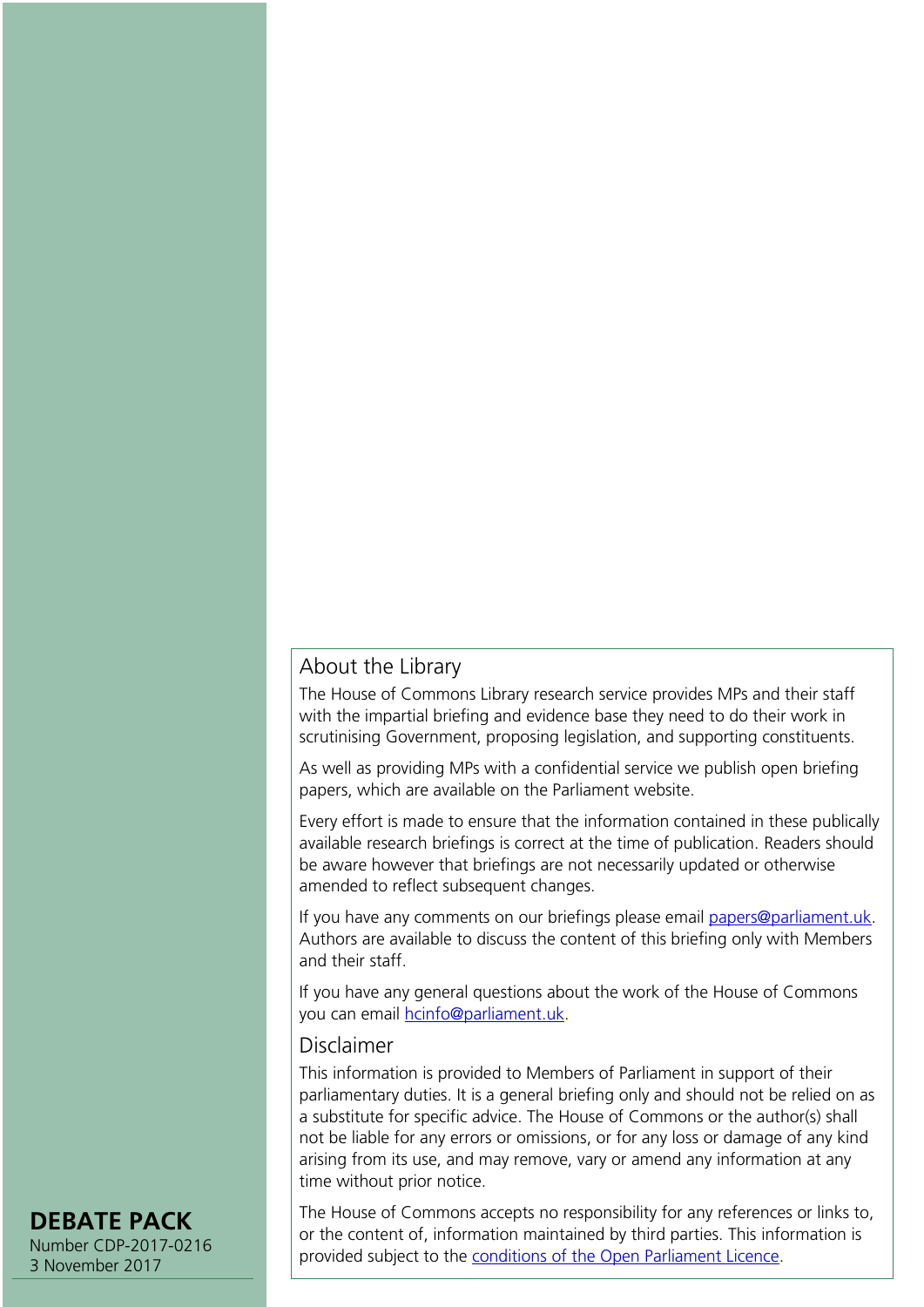## About the Library

The House of Commons Library research service provides MPs and their staff with the impartial briefing and evidence base they need to do their work in scrutinising Government, proposing legislation, and supporting constituents.

As well as providing MPs with a confidential service we publish open briefing papers, which are available on the Parliament website.

Every effort is made to ensure that the information contained in these publically available research briefings is correct at the time of publication. Readers should be aware however that briefings are not necessarily updated or otherwise amended to reflect subsequent changes.

If you have any comments on our briefings please email [papers@parliament.uk](mailto:papers@parliament.uk). Authors are available to discuss the content of this briefing only with Members and their staff.

If you have any general questions about the work of the House of Commons you can email [hcinfo@parliament.uk](mailto:hcinfo@parliament.uk).

## Disclaimer

This information is provided to Members of Parliament in support of their parliamentary duties. It is a general briefing only and should not be relied on as a substitute for specific advice. The House of Commons or the author(s) shall not be liable for any errors or omissions, or for any loss or damage of any kind arising from its use, and may remove, vary or amend any information at any time without prior notice.

The House of Commons accepts no responsibility for any references or links to, or the content of, information maintained by third parties. This information is provided subject to the conditions of the Open Parliament Licence.

**DEBATE PACK**
Number CDP-2017-0216
3 November 2017